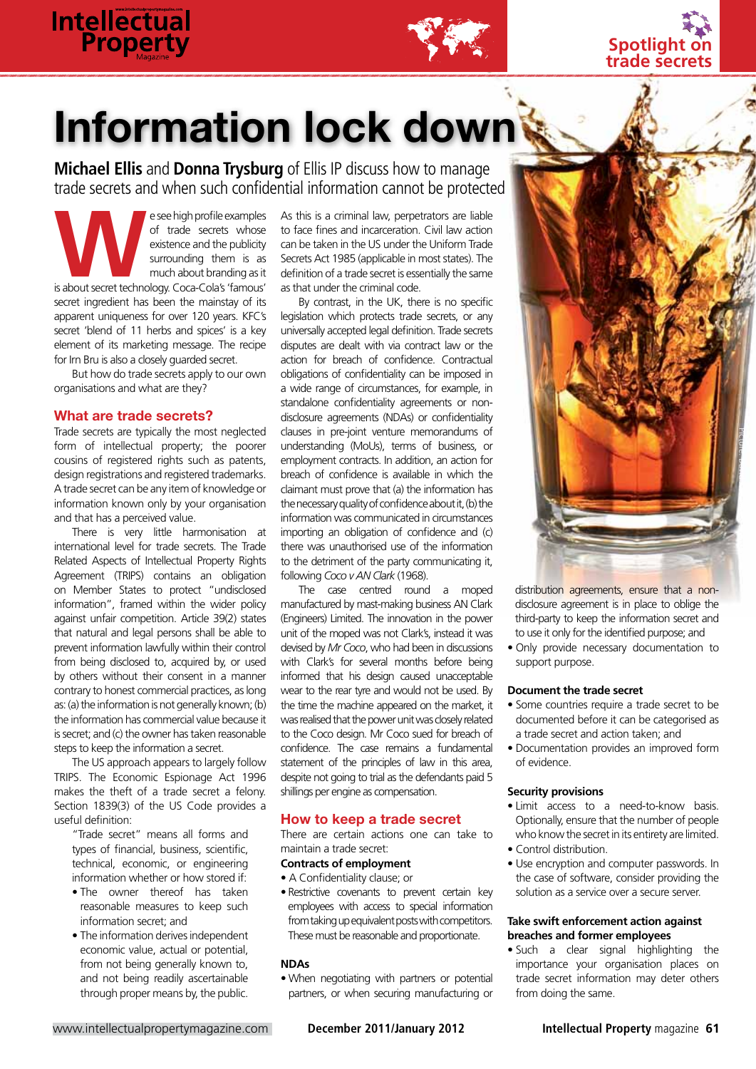# Information lock down

**Michael Ellis** and **Donna Trysburg** of Ellis IP discuss how to manage trade secrets and when such confidential information cannot be protected

We see high profile examples of trade secrets whose existence and the publicity surrounding them is as much about branding as it is about secret technology. Coca-Cola's 'famous' secret ingredient has been the mainstay of its apparent uniqueness for over 120 years. KFC's secret 'blend of 11 herbs and spices' is a key element of its marketing message. The recipe for Irn Bru is also a closely guarded secret.

But how do trade secrets apply to our own organisations and what are they?

## What are trade secrets?

Trade secrets are typically the most neglected form of intellectual property; the poorer cousins of registered rights such as patents, design registrations and registered trademarks. A trade secret can be any item of knowledge or information known only by your organisation and that has a perceived value.

There is very little harmonisation at international level for trade secrets. The Trade Related Aspects of Intellectual Property Rights Agreement (TRIPS) contains an obligation on Member States to protect "undisclosed information", framed within the wider policy against unfair competition. Article 39(2) states that natural and legal persons shall be able to prevent information lawfully within their control from being disclosed to, acquired by, or used by others without their consent in a manner contrary to honest commercial practices, as long as: (a) the information is not generally known; (b) the information has commercial value because it is secret; and (c) the owner has taken reasonable steps to keep the information a secret.

The US approach appears to largely follow TRIPS. The Economic Espionage Act 1996 makes the theft of a trade secret a felony. Section 1839(3) of the US Code provides a useful definition:

> "Trade secret" means all forms and types of financial, business, scientific, technical, economic, or engineering information whether or how stored if:
>
> - The owner thereof has taken reasonable measures to keep such information secret; and
> - The information derives independent economic value, actual or potential, from not being generally known to, and not being readily ascertainable through proper means by, the public.

As this is a criminal law, perpetrators are liable to face fines and incarceration. Civil law action can be taken in the US under the Uniform Trade Secrets Act 1985 (applicable in most states). The definition of a trade secret is essentially the same as that under the criminal code.

By contrast, in the UK, there is no specific legislation which protects trade secrets, or any universally accepted legal definition. Trade secrets disputes are dealt with via contract law or the action for breach of confidence. Contractual obligations of confidentiality can be imposed in a wide range of circumstances, for example, in standalone confidentiality agreements or non-disclosure agreements (NDAs) or confidentiality clauses in pre-joint venture memorandums of understanding (MoUs), terms of business, or employment contracts. In addition, an action for breach of confidence is available in which the claimant must prove that (a) the information has the necessary quality of confidence about it, (b) the information was communicated in circumstances importing an obligation of confidence and (c) there was unauthorised use of the information to the detriment of the party communicating it, following *Coco v AN Clark* (1968).

The case centred round a moped manufactured by mast-making business AN Clark (Engineers) Limited. The innovation in the power unit of the moped was not Clark's, instead it was devised by *Mr Coco*, who had been in discussions with Clark's for several months before being informed that his design caused unacceptable wear to the rear tyre and would not be used. By the time the machine appeared on the market, it was realised that the power unit was closely related to the Coco design. Mr Coco sued for breach of confidence. The case remains a fundamental statement of the principles of law in this area, despite not going to trial as the defendants paid 5 shillings per engine as compensation.

## How to keep a trade secret

There are certain actions one can take to maintain a trade secret:

**Contracts of employment**

- A Confidentiality clause; or
- Restrictive covenants to prevent certain key employees with access to special information from taking up equivalent posts with competitors. These must be reasonable and proportionate.

**NDAs**

- When negotiating with partners or potential partners, or when securing manufacturing or distribution agreements, ensure that a non-disclosure agreement is in place to oblige the third-party to keep the information secret and to use it only for the identified purpose; and
- Only provide necessary documentation to support purpose.

**Document the trade secret**

- Some countries require a trade secret to be documented before it can be categorised as a trade secret and action taken; and
- Documentation provides an improved form of evidence.

**Security provisions**

- Limit access to a need-to-know basis. Optionally, ensure that the number of people who know the secret in its entirety are limited.
- Control distribution.
- Use encryption and computer passwords. In the case of software, consider providing the solution as a service over a secure server.

**Take swift enforcement action against breaches and former employees**

- Such a clear signal highlighting the importance your organisation places on trade secret information may deter others from doing the same.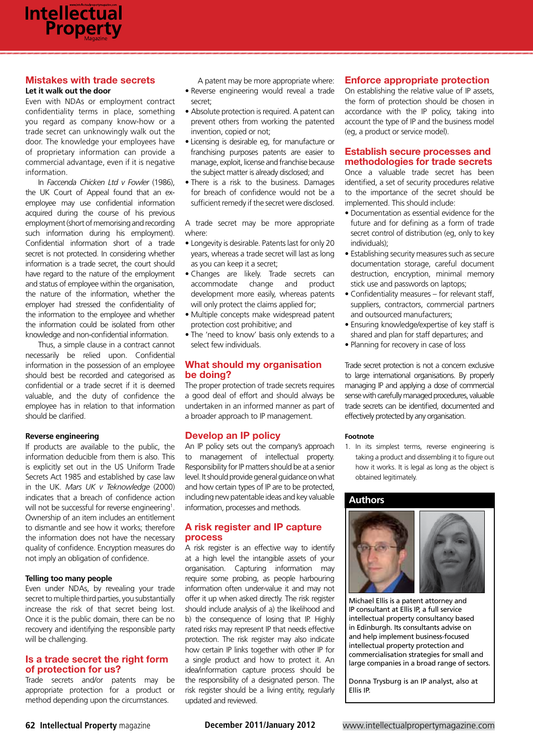## Mistakes with trade secrets

### Let it walk out the door

Even with NDAs or employment contract confidentiality terms in place, something you regard as company know-how or a trade secret can unknowingly walk out the door. The knowledge your employees have of proprietary information can provide a commercial advantage, even if it is negative information.

In *Faccenda Chicken Ltd v Fowler* (1986), the UK Court of Appeal found that an ex-employee may use confidential information acquired during the course of his previous employment (short of memorising and recording such information during his employment). Confidential information short of a trade secret is not protected. In considering whether information is a trade secret, the court should have regard to the nature of the employment and status of employee within the organisation, the nature of the information, whether the employer had stressed the confidentiality of the information to the employee and whether the information could be isolated from other knowledge and non-confidential information.

Thus, a simple clause in a contract cannot necessarily be relied upon. Confidential information in the possession of an employee should best be recorded and categorised as confidential or a trade secret if it is deemed valuable, and the duty of confidence the employee has in relation to that information should be clarified.

### Reverse engineering

If products are available to the public, the information deducible from them is also. This is explicitly set out in the US Uniform Trade Secrets Act 1985 and established by case law in the UK. *Mars UK v Teknowledge* (2000) indicates that a breach of confidence action will not be successful for reverse engineering[1]. Ownership of an item includes an entitlement to dismantle and see how it works; therefore the information does not have the necessary quality of confidence. Encryption measures do not imply an obligation of confidence.

### Telling too many people

Even under NDAs, by revealing your trade secret to multiple third parties, you substantially increase the risk of that secret being lost. Once it is the public domain, there can be no recovery and identifying the responsible party will be challenging.

## Is a trade secret the right form of protection for us?

Trade secrets and/or patents may be appropriate protection for a product or method depending upon the circumstances.

A patent may be more appropriate where:

- Reverse engineering would reveal a trade secret;
- Absolute protection is required. A patent can prevent others from working the patented invention, copied or not;
- Licensing is desirable eg, for manufacture or franchising purposes patents are easier to manage, exploit, license and franchise because the subject matter is already disclosed; and
- There is a risk to the business. Damages for breach of confidence would not be a sufficient remedy if the secret were disclosed.

A trade secret may be more appropriate where:

- Longevity is desirable. Patents last for only 20 years, whereas a trade secret will last as long as you can keep it a secret;
- Changes are likely. Trade secrets can accommodate change and product development more easily, whereas patents will only protect the claims applied for;
- Multiple concepts make widespread patent protection cost prohibitive; and
- The 'need to know' basis only extends to a select few individuals.

## What should my organisation be doing?

The proper protection of trade secrets requires a good deal of effort and should always be undertaken in an informed manner as part of a broader approach to IP management.

## Develop an IP policy

An IP policy sets out the company's approach to management of intellectual property. Responsibility for IP matters should be at a senior level. It should provide general guidance on what and how certain types of IP are to be protected, including new patentable ideas and key valuable information, processes and methods.

## A risk register and IP capture process

A risk register is an effective way to identify at a high level the intangible assets of your organisation. Capturing information may require some probing, as people harbouring information often under-value it and may not offer it up when asked directly. The risk register should include analysis of a) the likelihood and b) the consequence of losing that IP. Highly rated risks may represent IP that needs effective protection. The risk register may also indicate how certain IP links together with other IP for a single product and how to protect it. An idea/information capture process should be the responsibility of a designated person. The risk register should be a living entity, regularly updated and reviewed.

## Enforce appropriate protection

On establishing the relative value of IP assets, the form of protection should be chosen in accordance with the IP policy, taking into account the type of IP and the business model (eg, a product or service model).

## Establish secure processes and methodologies for trade secrets

Once a valuable trade secret has been identified, a set of security procedures relative to the importance of the secret should be implemented. This should include:

- Documentation as essential evidence for the future and for defining as a form of trade secret control of distribution (eg, only to key individuals);
- Establishing security measures such as secure documentation storage, careful document destruction, encryption, minimal memory stick use and passwords on laptops;
- Confidentiality measures – for relevant staff, suppliers, contractors, commercial partners and outsourced manufacturers;
- Ensuring knowledge/expertise of key staff is shared and plan for staff departures; and
- Planning for recovery in case of loss

Trade secret protection is not a concern exclusive to large international organisations. By properly managing IP and applying a dose of commercial sense with carefully managed procedures, valuable trade secrets can be identified, documented and effectively protected by any organisation.

### Footnote

1. In its simplest terms, reverse engineering is taking a product and dissembling it to figure out how it works. It is legal as long as the object is obtained legitimately.

### Authors

Michael Ellis is a patent attorney and IP consultant at Ellis IP, a full service intellectual property consultancy based in Edinburgh. Its consultants advise on and help implement business-focused intellectual property protection and commercialisation strategies for small and large companies in a broad range of sectors.

Donna Trysburg is an IP analyst, also at Ellis IP.